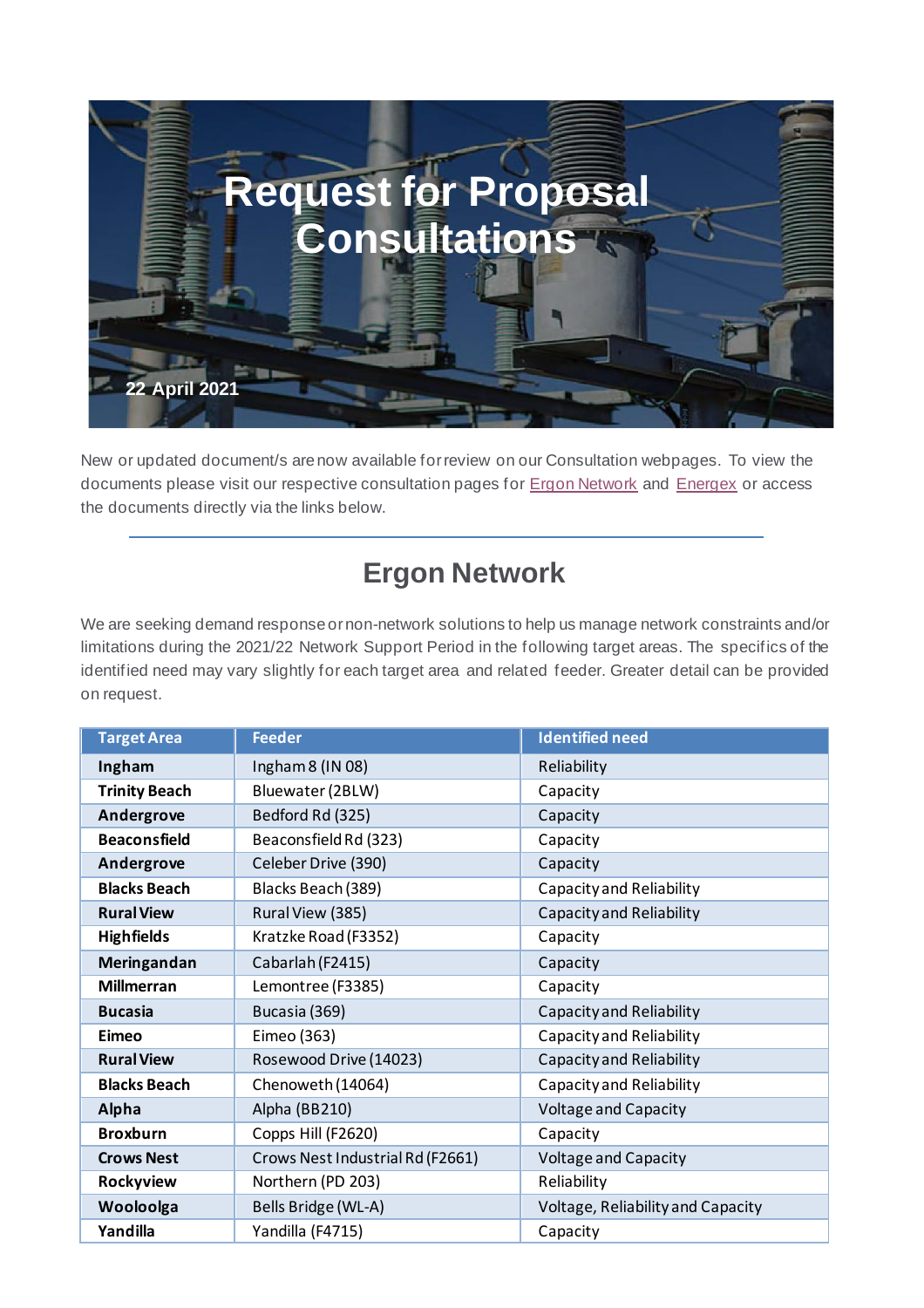# Request for Proposal Consultations

22 April 2021

New or updated document/s are now available for review on our Consultation webpages. To view the documents please visit our respective consultation pages for Ergon Network and Energex or access the documents directly via the links below.

## Ergon Network

We are seeking demand response or non-network solutions to help us manage network constraints and/or limitations during the 2021/22 Network Support Period in the following target areas. The specifics of the identified need may vary slightly for each target area and related feeder. Greater detail can be provided on request.

| Target Area | Feeder | Identified need |
|---|---|---|
| **Ingham** | Ingham 8 (IN 08) | Reliability |
| **Trinity Beach** | Bluewater (2BLW) | Capacity |
| **Andergrove** | Bedford Rd (325) | Capacity |
| **Beaconsfield** | Beaconsfield Rd (323) | Capacity |
| **Andergrove** | Celeber Drive (390) | Capacity |
| **Blacks Beach** | Blacks Beach (389) | Capacity and Reliability |
| **Rural View** | Rural View (385) | Capacity and Reliability |
| **Highfields** | Kratzke Road (F3352) | Capacity |
| **Meringandan** | Cabarlah (F2415) | Capacity |
| **Millmerran** | Lemontree (F3385) | Capacity |
| **Bucasia** | Bucasia (369) | Capacity and Reliability |
| **Eimeo** | Eimeo (363) | Capacity and Reliability |
| **Rural View** | Rosewood Drive (14023) | Capacity and Reliability |
| **Blacks Beach** | Chenoweth (14064) | Capacity and Reliability |
| **Alpha** | Alpha (BB210) | Voltage and Capacity |
| **Broxburn** | Copps Hill (F2620) | Capacity |
| **Crows Nest** | Crows Nest Industrial Rd (F2661) | Voltage and Capacity |
| **Rockyview** | Northern (PD 203) | Reliability |
| **Wooloolga** | Bells Bridge (WL-A) | Voltage, Reliability and Capacity |
| **Yandilla** | Yandilla (F4715) | Capacity |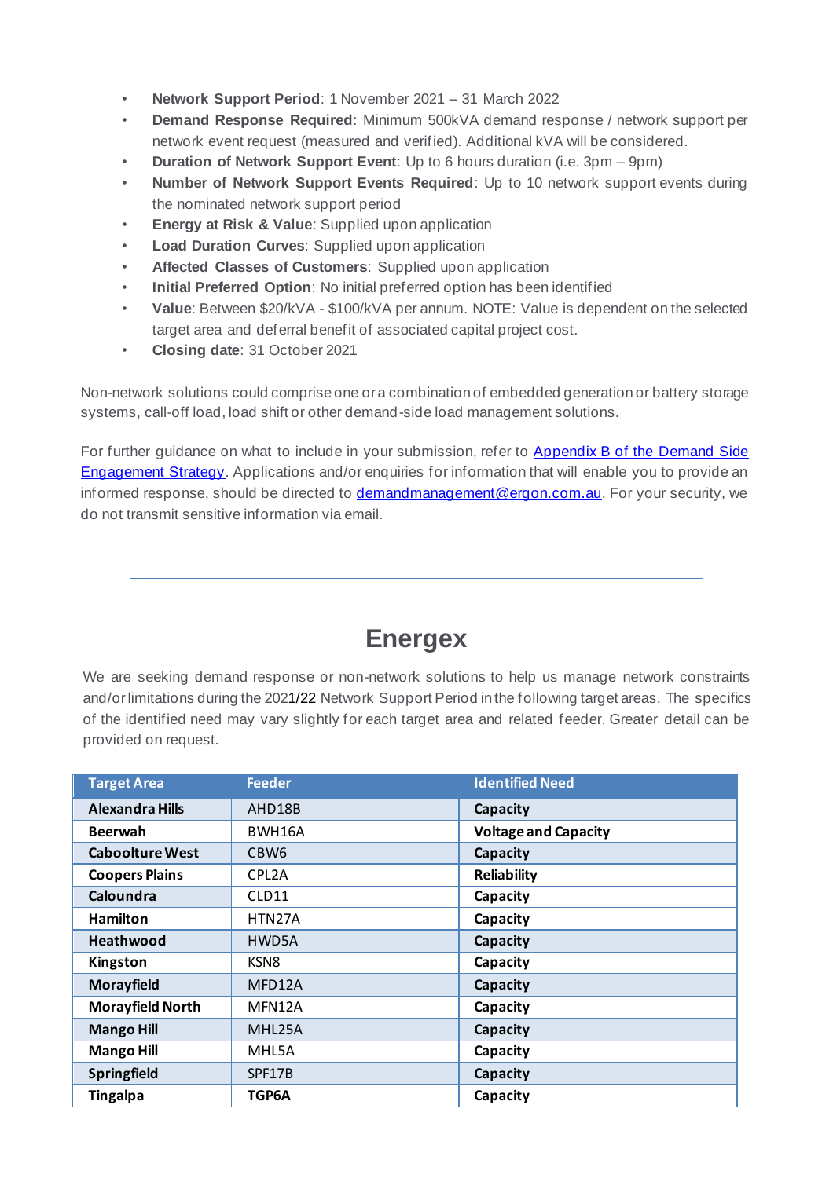- **Network Support Period**: 1 November 2021 – 31 March 2022
- **Demand Response Required**: Minimum 500kVA demand response / network support per network event request (measured and verified). Additional kVA will be considered.
- **Duration of Network Support Event**: Up to 6 hours duration (i.e. 3pm – 9pm)
- **Number of Network Support Events Required**: Up to 10 network support events during the nominated network support period
- **Energy at Risk & Value**: Supplied upon application
- **Load Duration Curves**: Supplied upon application
- **Affected Classes of Customers**: Supplied upon application
- **Initial Preferred Option**: No initial preferred option has been identified
- **Value**: Between $20/kVA - $100/kVA per annum. NOTE: Value is dependent on the selected target area and deferral benefit of associated capital project cost.
- **Closing date**: 31 October 2021

Non-network solutions could comprise one or a combination of embedded generation or battery storage systems, call-off load, load shift or other demand-side load management solutions.

For further guidance on what to include in your submission, refer to [Appendix B of the Demand Side Engagement Strategy]. Applications and/or enquiries for information that will enable you to provide an informed response, should be directed to demandmanagement@ergon.com.au. For your security, we do not transmit sensitive information via email.

---

# Energex

We are seeking demand response or non-network solutions to help us manage network constraints and/or limitations during the 2021/22 Network Support Period in the following target areas. The specifics of the identified need may vary slightly for each target area and related feeder. Greater detail can be provided on request.

| Target Area | Feeder | Identified Need |
|---|---|---|
| **Alexandra Hills** | AHD18B | **Capacity** |
| **Beerwah** | BWH16A | **Voltage and Capacity** |
| **Caboolture West** | CBW6 | **Capacity** |
| **Coopers Plains** | CPL2A | **Reliability** |
| **Caloundra** | CLD11 | **Capacity** |
| **Hamilton** | HTN27A | **Capacity** |
| **Heathwood** | HWD5A | **Capacity** |
| **Kingston** | KSN8 | **Capacity** |
| **Morayfield** | MFD12A | **Capacity** |
| **Morayfield North** | MFN12A | **Capacity** |
| **Mango Hill** | MHL25A | **Capacity** |
| **Mango Hill** | MHL5A | **Capacity** |
| **Springfield** | SPF17B | **Capacity** |
| **Tingalpa** | **TGP6A** | **Capacity** |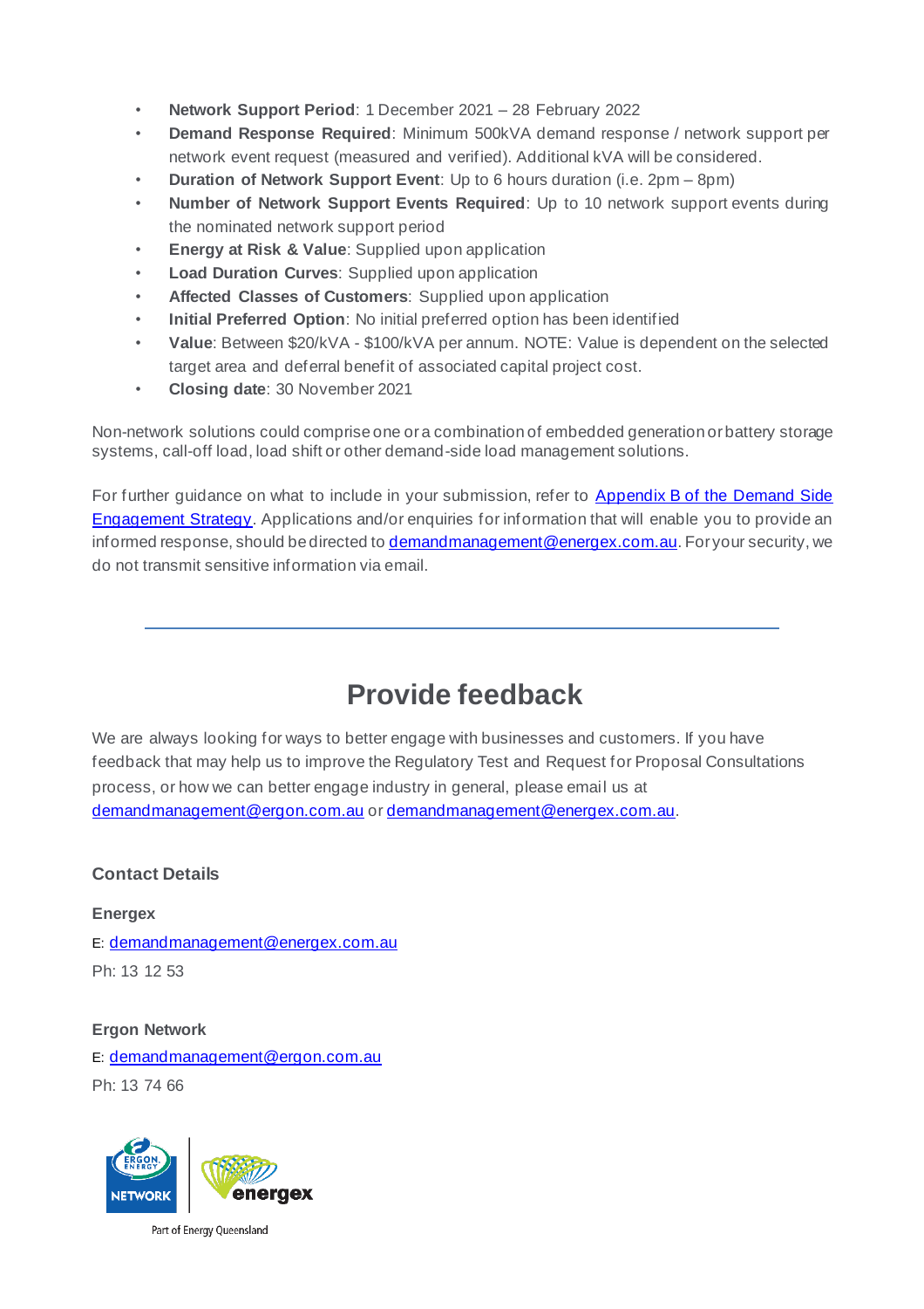- **Network Support Period**: 1 December 2021 – 28 February 2022
- **Demand Response Required**: Minimum 500kVA demand response / network support per network event request (measured and verified). Additional kVA will be considered.
- **Duration of Network Support Event**: Up to 6 hours duration (i.e. 2pm – 8pm)
- **Number of Network Support Events Required**: Up to 10 network support events during the nominated network support period
- **Energy at Risk & Value**: Supplied upon application
- **Load Duration Curves**: Supplied upon application
- **Affected Classes of Customers**: Supplied upon application
- **Initial Preferred Option**: No initial preferred option has been identified
- **Value**: Between $20/kVA - $100/kVA per annum. NOTE: Value is dependent on the selected target area and deferral benefit of associated capital project cost.
- **Closing date**: 30 November 2021

Non-network solutions could comprise one or a combination of embedded generation or battery storage systems, call-off load, load shift or other demand-side load management solutions.

For further guidance on what to include in your submission, refer to [Appendix B of the Demand Side Engagement Strategy](). Applications and/or enquiries for information that will enable you to provide an informed response, should be directed to demandmanagement@energex.com.au. For your security, we do not transmit sensitive information via email.

---

# Provide feedback

We are always looking for ways to better engage with businesses and customers. If you have feedback that may help us to improve the Regulatory Test and Request for Proposal Consultations process, or how we can better engage industry in general, please email us at demandmanagement@ergon.com.au or demandmanagement@energex.com.au.

### Contact Details

**Energex**

E: demandmanagement@energex.com.au

Ph: 13 12 53

**Ergon Network**

E: demandmanagement@ergon.com.au

Ph: 13 74 66

Part of Energy Queensland